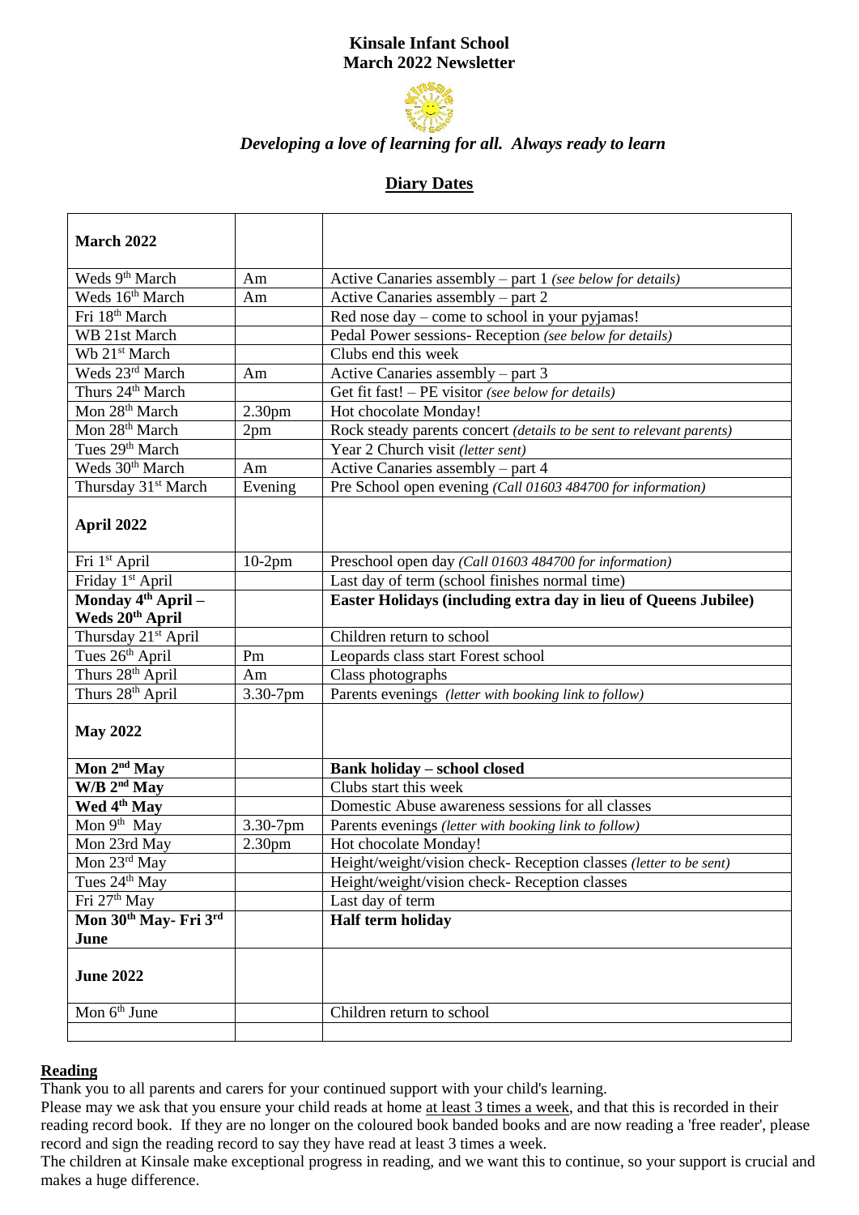# Kinsale Infant School
## March 2022 Newsletter

*Developing a love of learning for all. Always ready to learn*

## Diary Dates

| **March 2022** | | |
|---|---|---|
| Weds 9th March | Am | Active Canaries assembly – part 1 *(see below for details)* |
| Weds 16th March | Am | Active Canaries assembly – part 2 |
| Fri 18th March | | Red nose day – come to school in your pyjamas! |
| WB 21st March | | Pedal Power sessions- Reception *(see below for details)* |
| Wb 21st March | | Clubs end this week |
| Weds 23rd March | Am | Active Canaries assembly – part 3 |
| Thurs 24th March | | Get fit fast! – PE visitor *(see below for details)* |
| Mon 28th March | 2.30pm | Hot chocolate Monday! |
| Mon 28th March | 2pm | Rock steady parents concert *(details to be sent to relevant parents)* |
| Tues 29th March | | Year 2 Church visit *(letter sent)* |
| Weds 30th March | Am | Active Canaries assembly – part 4 |
| Thursday 31st March | Evening | Pre School open evening *(Call 01603 484700 for information)* |
| **April 2022** | | |
| Fri 1st April | 10-2pm | Preschool open day *(Call 01603 484700 for information)* |
| Friday 1st April | | Last day of term (school finishes normal time) |
| **Monday 4th April – Weds 20th April** | | **Easter Holidays (including extra day in lieu of Queens Jubilee)** |
| Thursday 21st April | | Children return to school |
| Tues 26th April | Pm | Leopards class start Forest school |
| Thurs 28th April | Am | Class photographs |
| Thurs 28th April | 3.30-7pm | Parents evenings *(letter with booking link to follow)* |
| **May 2022** | | |
| **Mon 2nd May** | | **Bank holiday – school closed** |
| **W/B 2nd May** | | Clubs start this week |
| **Wed 4th May** | | Domestic Abuse awareness sessions for all classes |
| Mon 9th May | 3.30-7pm | Parents evenings *(letter with booking link to follow)* |
| Mon 23rd May | 2.30pm | Hot chocolate Monday! |
| Mon 23rd May | | Height/weight/vision check- Reception classes *(letter to be sent)* |
| Tues 24th May | | Height/weight/vision check- Reception classes |
| Fri 27th May | | Last day of term |
| **Mon 30th May- Fri 3rd June** | | **Half term holiday** |
| **June 2022** | | |
| Mon 6th June | | Children return to school |
| | | |

## Reading

Thank you to all parents and carers for your continued support with your child's learning.

Please may we ask that you ensure your child reads at home at least 3 times a week, and that this is recorded in their reading record book. If they are no longer on the coloured book banded books and are now reading a 'free reader', please record and sign the reading record to say they have read at least 3 times a week.

The children at Kinsale make exceptional progress in reading, and we want this to continue, so your support is crucial and makes a huge difference.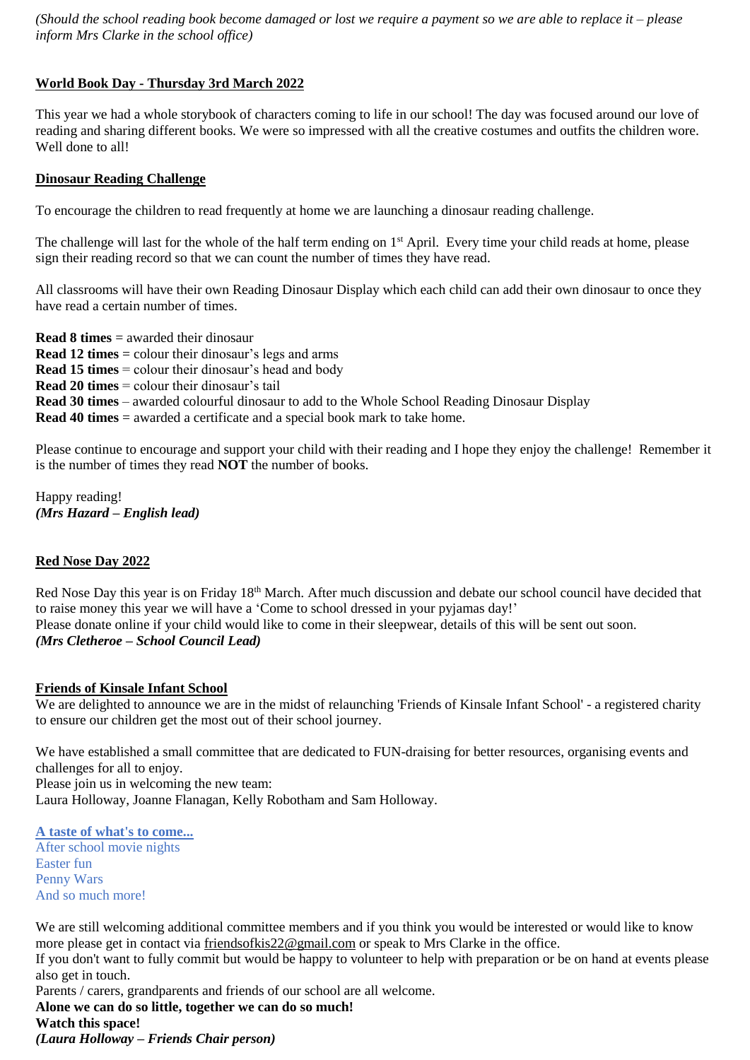*(Should the school reading book become damaged or lost we require a payment so we are able to replace it – please inform Mrs Clarke in the school office)*

## World Book Day - Thursday 3rd March 2022

This year we had a whole storybook of characters coming to life in our school! The day was focused around our love of reading and sharing different books. We were so impressed with all the creative costumes and outfits the children wore. Well done to all!

## Dinosaur Reading Challenge

To encourage the children to read frequently at home we are launching a dinosaur reading challenge.

The challenge will last for the whole of the half term ending on 1st April. Every time your child reads at home, please sign their reading record so that we can count the number of times they have read.

All classrooms will have their own Reading Dinosaur Display which each child can add their own dinosaur to once they have read a certain number of times.

**Read 8 times** = awarded their dinosaur
**Read 12 times** = colour their dinosaur's legs and arms
**Read 15 times** = colour their dinosaur's head and body
**Read 20 times** = colour their dinosaur's tail
**Read 30 times** – awarded colourful dinosaur to add to the Whole School Reading Dinosaur Display
**Read 40 times** = awarded a certificate and a special book mark to take home.

Please continue to encourage and support your child with their reading and I hope they enjoy the challenge! Remember it is the number of times they read **NOT** the number of books.

Happy reading!
***(Mrs Hazard – English lead)***

## Red Nose Day 2022

Red Nose Day this year is on Friday 18th March. After much discussion and debate our school council have decided that to raise money this year we will have a 'Come to school dressed in your pyjamas day!'
Please donate online if your child would like to come in their sleepwear, details of this will be sent out soon.
***(Mrs Cletheroe – School Council Lead)***

## Friends of Kinsale Infant School

We are delighted to announce we are in the midst of relaunching 'Friends of Kinsale Infant School' - a registered charity to ensure our children get the most out of their school journey.

We have established a small committee that are dedicated to FUN-draising for better resources, organising events and challenges for all to enjoy.
Please join us in welcoming the new team:
Laura Holloway, Joanne Flanagan, Kelly Robotham and Sam Holloway.

**A taste of what's to come...**
After school movie nights
Easter fun
Penny Wars
And so much more!

We are still welcoming additional committee members and if you think you would be interested or would like to know more please get in contact via friendsofkis22@gmail.com or speak to Mrs Clarke in the office.
If you don't want to fully commit but would be happy to volunteer to help with preparation or be on hand at events please also get in touch.
Parents / carers, grandparents and friends of our school are all welcome.
**Alone we can do so little, together we can do so much!**
**Watch this space!**
***(Laura Holloway – Friends Chair person)***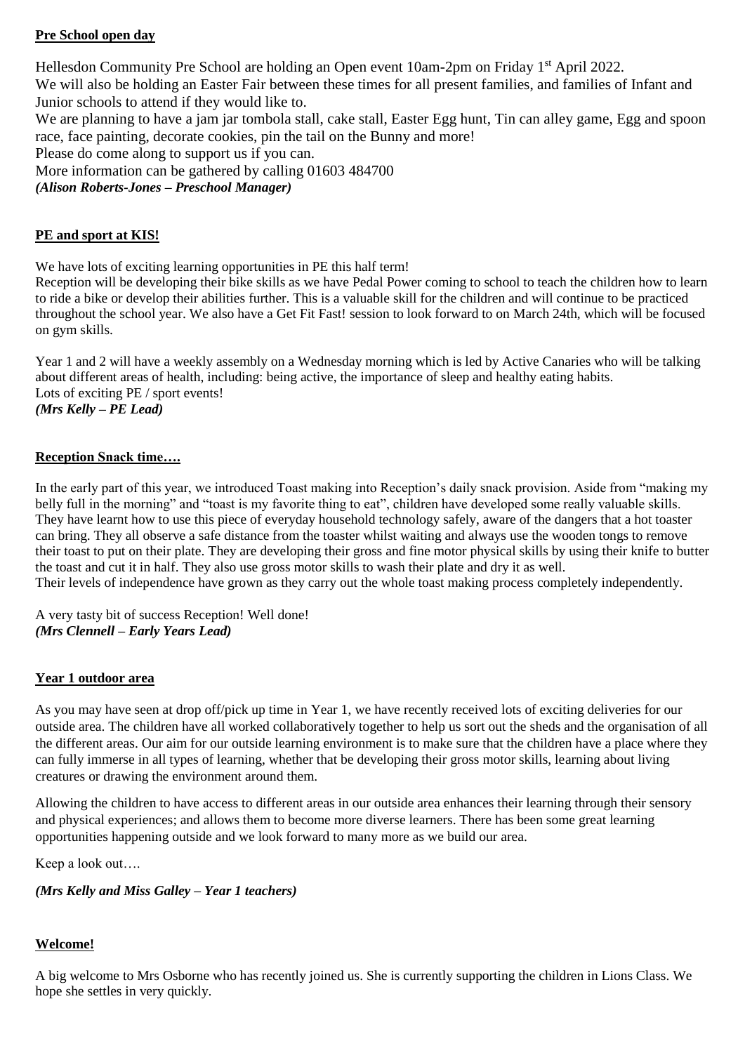**Pre School open day**

Hellesdon Community Pre School are holding an Open event 10am-2pm on Friday 1st April 2022.
We will also be holding an Easter Fair between these times for all present families, and families of Infant and Junior schools to attend if they would like to.
We are planning to have a jam jar tombola stall, cake stall, Easter Egg hunt, Tin can alley game, Egg and spoon race, face painting, decorate cookies, pin the tail on the Bunny and more!
Please do come along to support us if you can.
More information can be gathered by calling 01603 484700
***(Alison Roberts-Jones – Preschool Manager)***

**PE and sport at KIS!**

We have lots of exciting learning opportunities in PE this half term!
Reception will be developing their bike skills as we have Pedal Power coming to school to teach the children how to learn to ride a bike or develop their abilities further. This is a valuable skill for the children and will continue to be practiced throughout the school year. We also have a Get Fit Fast! session to look forward to on March 24th, which will be focused on gym skills.

Year 1 and 2 will have a weekly assembly on a Wednesday morning which is led by Active Canaries who will be talking about different areas of health, including: being active, the importance of sleep and healthy eating habits.
Lots of exciting PE / sport events!
***(Mrs Kelly – PE Lead)***

**Reception Snack time….**

In the early part of this year, we introduced Toast making into Reception's daily snack provision. Aside from "making my belly full in the morning" and "toast is my favorite thing to eat", children have developed some really valuable skills. They have learnt how to use this piece of everyday household technology safely, aware of the dangers that a hot toaster can bring. They all observe a safe distance from the toaster whilst waiting and always use the wooden tongs to remove their toast to put on their plate. They are developing their gross and fine motor physical skills by using their knife to butter the toast and cut it in half. They also use gross motor skills to wash their plate and dry it as well.
Their levels of independence have grown as they carry out the whole toast making process completely independently.

A very tasty bit of success Reception! Well done!
***(Mrs Clennell – Early Years Lead)***

**Year 1 outdoor area**

As you may have seen at drop off/pick up time in Year 1, we have recently received lots of exciting deliveries for our outside area. The children have all worked collaboratively together to help us sort out the sheds and the organisation of all the different areas. Our aim for our outside learning environment is to make sure that the children have a place where they can fully immerse in all types of learning, whether that be developing their gross motor skills, learning about living creatures or drawing the environment around them.

Allowing the children to have access to different areas in our outside area enhances their learning through their sensory and physical experiences; and allows them to become more diverse learners. There has been some great learning opportunities happening outside and we look forward to many more as we build our area.

Keep a look out….

***(Mrs Kelly and Miss Galley – Year 1 teachers)***

**Welcome!**

A big welcome to Mrs Osborne who has recently joined us. She is currently supporting the children in Lions Class. We hope she settles in very quickly.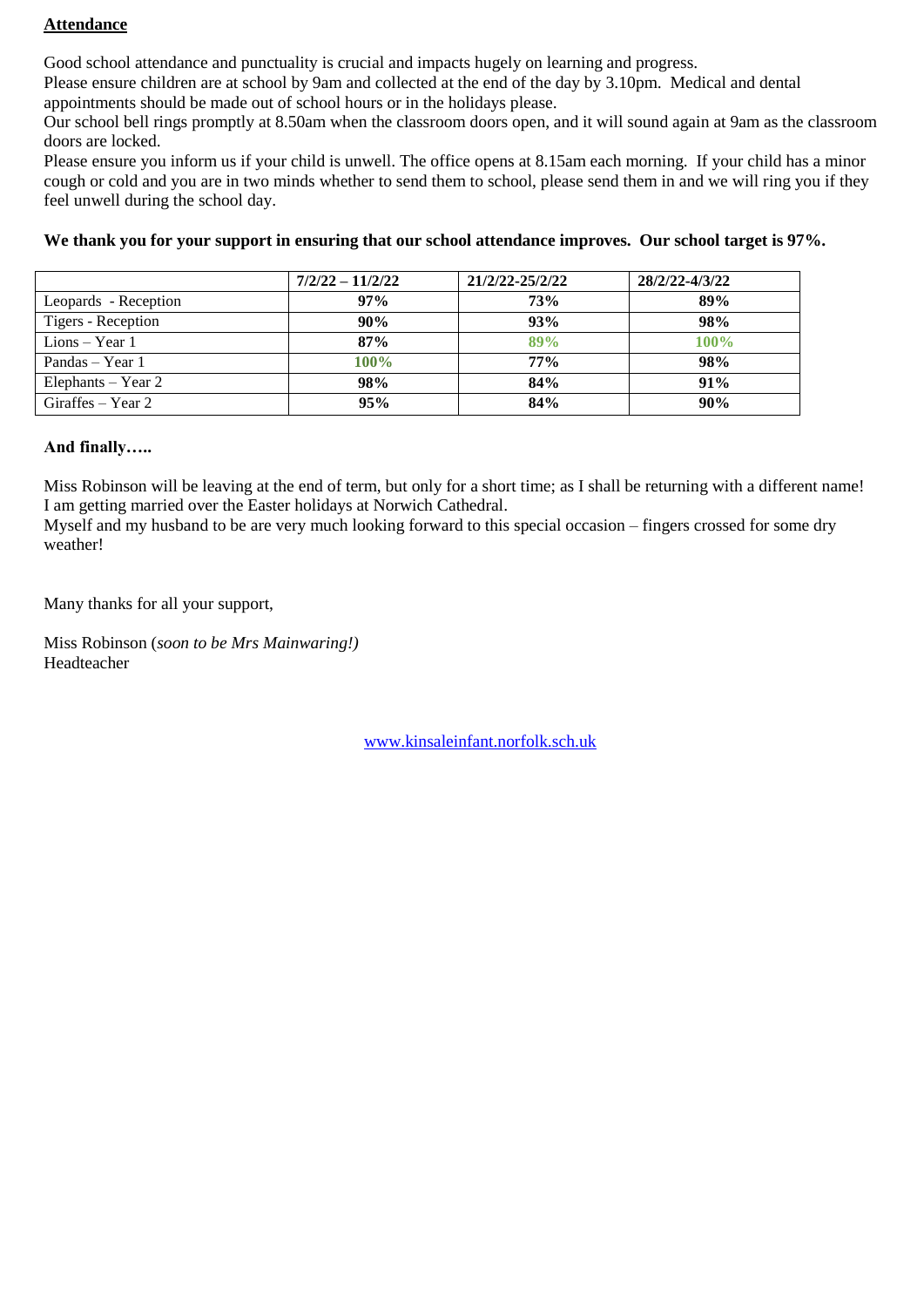**Attendance**

Good school attendance and punctuality is crucial and impacts hugely on learning and progress.
Please ensure children are at school by 9am and collected at the end of the day by 3.10pm. Medical and dental appointments should be made out of school hours or in the holidays please.
Our school bell rings promptly at 8.50am when the classroom doors open, and it will sound again at 9am as the classroom doors are locked.
Please ensure you inform us if your child is unwell. The office opens at 8.15am each morning. If your child has a minor cough or cold and you are in two minds whether to send them to school, please send them in and we will ring you if they feel unwell during the school day.

**We thank you for your support in ensuring that our school attendance improves. Our school target is 97%.**

| | 7/2/22 – 11/2/22 | 21/2/22-25/2/22 | 28/2/22-4/3/22 |
|---|---|---|---|
| Leopards - Reception | 97% | 73% | 89% |
| Tigers - Reception | 90% | 93% | 98% |
| Lions – Year 1 | 87% | 89% | 100% |
| Pandas – Year 1 | 100% | 77% | 98% |
| Elephants – Year 2 | 98% | 84% | 91% |
| Giraffes – Year 2 | 95% | 84% | 90% |

**And finally…..**

Miss Robinson will be leaving at the end of term, but only for a short time; as I shall be returning with a different name! I am getting married over the Easter holidays at Norwich Cathedral.
Myself and my husband to be are very much looking forward to this special occasion – fingers crossed for some dry weather!

Many thanks for all your support,

Miss Robinson (*soon to be Mrs Mainwaring!)*
Headteacher

www.kinsaleinfant.norfolk.sch.uk